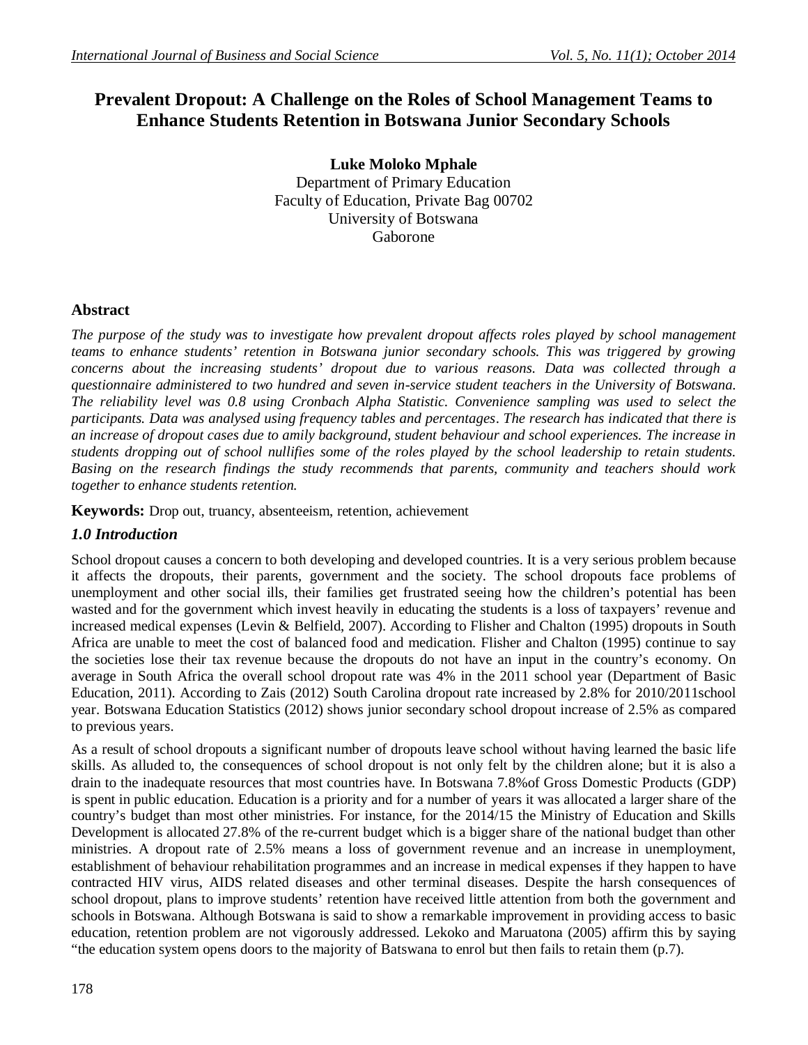# Prevalent Dropout: A Challenge on the Roles of School Management Teams to Enhance Students Retention in Botswana Junior Secondary Schools

**Luke Moloko Mphale**
Department of Primary Education
Faculty of Education, Private Bag 00702
University of Botswana
Gaborone

## Abstract

*The purpose of the study was to investigate how prevalent dropout affects roles played by school management teams to enhance students' retention in Botswana junior secondary schools. This was triggered by growing concerns about the increasing students' dropout due to various reasons. Data was collected through a questionnaire administered to two hundred and seven in-service student teachers in the University of Botswana. The reliability level was 0.8 using Cronbach Alpha Statistic. Convenience sampling was used to select the participants. Data was analysed using frequency tables and percentages. The research has indicated that there is an increase of dropout cases due to amily background, student behaviour and school experiences. The increase in students dropping out of school nullifies some of the roles played by the school leadership to retain students. Basing on the research findings the study recommends that parents, community and teachers should work together to enhance students retention.*

**Keywords:** Drop out, truancy, absenteeism, retention, achievement

## *1.0 Introduction*

School dropout causes a concern to both developing and developed countries. It is a very serious problem because it affects the dropouts, their parents, government and the society. The school dropouts face problems of unemployment and other social ills, their families get frustrated seeing how the children's potential has been wasted and for the government which invest heavily in educating the students is a loss of taxpayers' revenue and increased medical expenses (Levin & Belfield, 2007). According to Flisher and Chalton (1995) dropouts in South Africa are unable to meet the cost of balanced food and medication. Flisher and Chalton (1995) continue to say the societies lose their tax revenue because the dropouts do not have an input in the country's economy. On average in South Africa the overall school dropout rate was 4% in the 2011 school year (Department of Basic Education, 2011). According to Zais (2012) South Carolina dropout rate increased by 2.8% for 2010/2011school year. Botswana Education Statistics (2012) shows junior secondary school dropout increase of 2.5% as compared to previous years.

As a result of school dropouts a significant number of dropouts leave school without having learned the basic life skills. As alluded to, the consequences of school dropout is not only felt by the children alone; but it is also a drain to the inadequate resources that most countries have. In Botswana 7.8%of Gross Domestic Products (GDP) is spent in public education. Education is a priority and for a number of years it was allocated a larger share of the country's budget than most other ministries. For instance, for the 2014/15 the Ministry of Education and Skills Development is allocated 27.8% of the re-current budget which is a bigger share of the national budget than other ministries. A dropout rate of 2.5% means a loss of government revenue and an increase in unemployment, establishment of behaviour rehabilitation programmes and an increase in medical expenses if they happen to have contracted HIV virus, AIDS related diseases and other terminal diseases. Despite the harsh consequences of school dropout, plans to improve students' retention have received little attention from both the government and schools in Botswana. Although Botswana is said to show a remarkable improvement in providing access to basic education, retention problem are not vigorously addressed. Lekoko and Maruatona (2005) affirm this by saying "the education system opens doors to the majority of Batswana to enrol but then fails to retain them (p.7).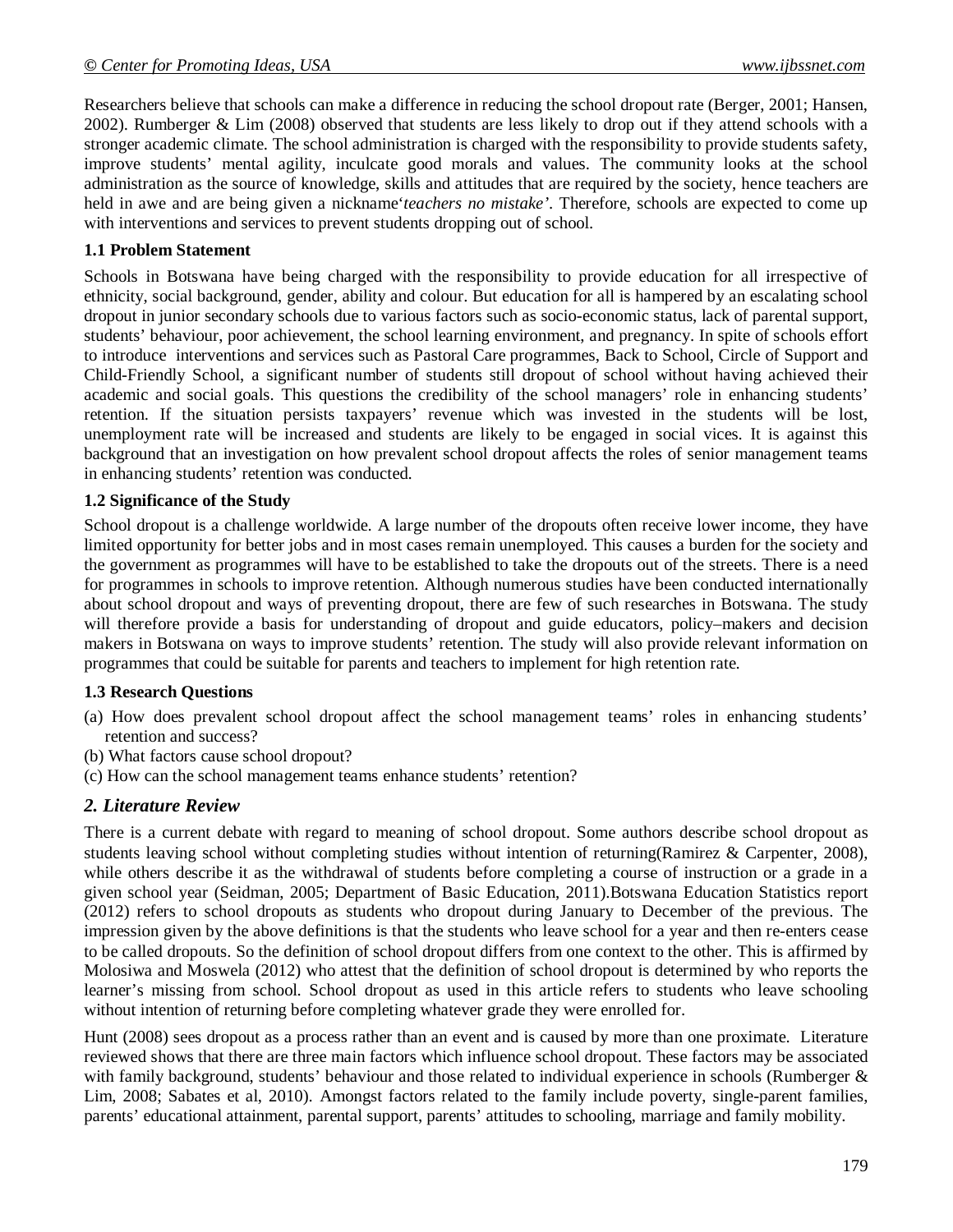Researchers believe that schools can make a difference in reducing the school dropout rate (Berger, 2001; Hansen, 2002). Rumberger & Lim (2008) observed that students are less likely to drop out if they attend schools with a stronger academic climate. The school administration is charged with the responsibility to provide students safety, improve students' mental agility, inculcate good morals and values. The community looks at the school administration as the source of knowledge, skills and attitudes that are required by the society, hence teachers are held in awe and are being given a nickname'*teachers no mistake'*. Therefore, schools are expected to come up with interventions and services to prevent students dropping out of school.

### 1.1 Problem Statement

Schools in Botswana have being charged with the responsibility to provide education for all irrespective of ethnicity, social background, gender, ability and colour. But education for all is hampered by an escalating school dropout in junior secondary schools due to various factors such as socio-economic status, lack of parental support, students' behaviour, poor achievement, the school learning environment, and pregnancy. In spite of schools effort to introduce interventions and services such as Pastoral Care programmes, Back to School, Circle of Support and Child-Friendly School, a significant number of students still dropout of school without having achieved their academic and social goals. This questions the credibility of the school managers' role in enhancing students' retention. If the situation persists taxpayers' revenue which was invested in the students will be lost, unemployment rate will be increased and students are likely to be engaged in social vices. It is against this background that an investigation on how prevalent school dropout affects the roles of senior management teams in enhancing students' retention was conducted.

### 1.2 Significance of the Study

School dropout is a challenge worldwide. A large number of the dropouts often receive lower income, they have limited opportunity for better jobs and in most cases remain unemployed. This causes a burden for the society and the government as programmes will have to be established to take the dropouts out of the streets. There is a need for programmes in schools to improve retention. Although numerous studies have been conducted internationally about school dropout and ways of preventing dropout, there are few of such researches in Botswana. The study will therefore provide a basis for understanding of dropout and guide educators, policy–makers and decision makers in Botswana on ways to improve students' retention. The study will also provide relevant information on programmes that could be suitable for parents and teachers to implement for high retention rate.

### 1.3 Research Questions

(a) How does prevalent school dropout affect the school management teams' roles in enhancing students' retention and success?
(b) What factors cause school dropout?
(c) How can the school management teams enhance students' retention?

## 2. Literature Review

There is a current debate with regard to meaning of school dropout. Some authors describe school dropout as students leaving school without completing studies without intention of returning(Ramirez & Carpenter, 2008), while others describe it as the withdrawal of students before completing a course of instruction or a grade in a given school year (Seidman, 2005; Department of Basic Education, 2011).Botswana Education Statistics report (2012) refers to school dropouts as students who dropout during January to December of the previous. The impression given by the above definitions is that the students who leave school for a year and then re-enters cease to be called dropouts. So the definition of school dropout differs from one context to the other. This is affirmed by Molosiwa and Moswela (2012) who attest that the definition of school dropout is determined by who reports the learner's missing from school. School dropout as used in this article refers to students who leave schooling without intention of returning before completing whatever grade they were enrolled for.

Hunt (2008) sees dropout as a process rather than an event and is caused by more than one proximate. Literature reviewed shows that there are three main factors which influence school dropout. These factors may be associated with family background, students' behaviour and those related to individual experience in schools (Rumberger & Lim, 2008; Sabates et al, 2010). Amongst factors related to the family include poverty, single-parent families, parents' educational attainment, parental support, parents' attitudes to schooling, marriage and family mobility.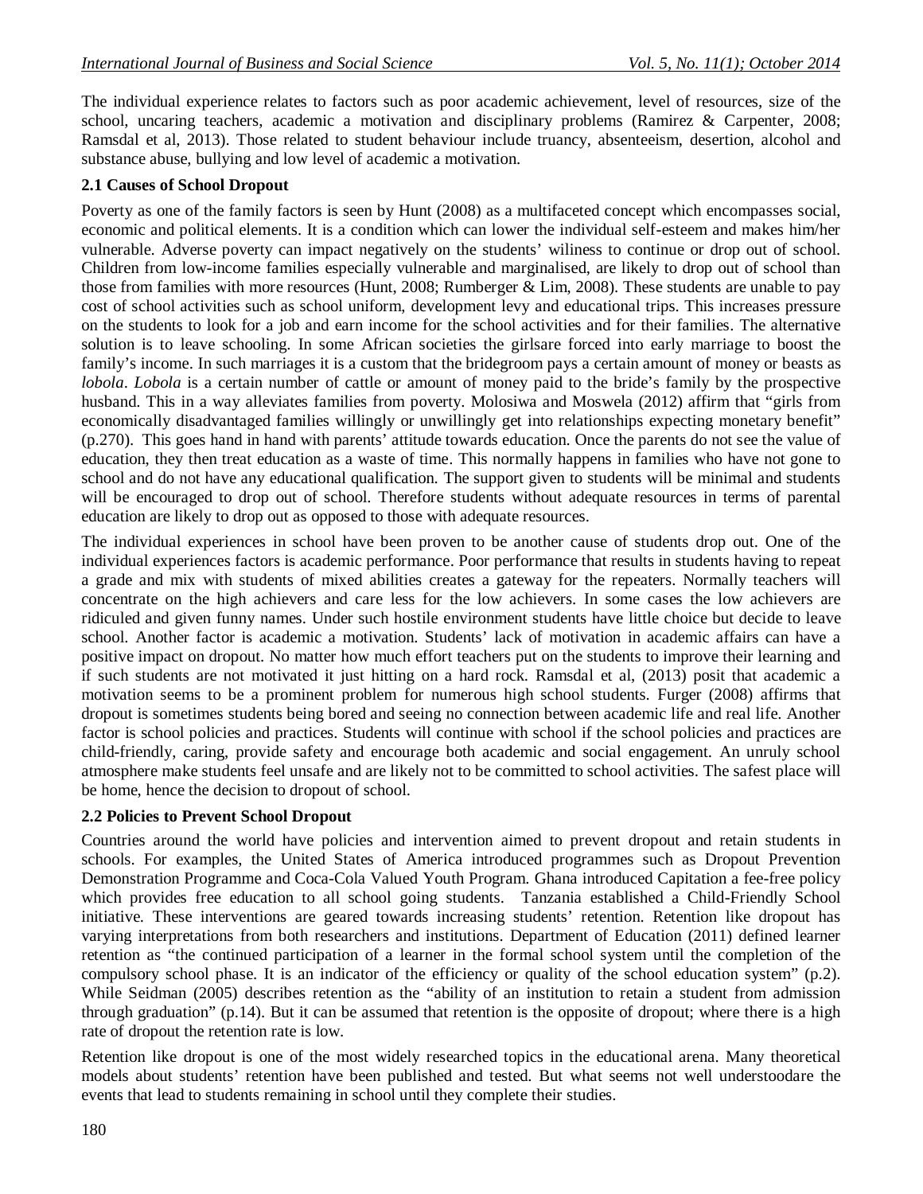The individual experience relates to factors such as poor academic achievement, level of resources, size of the school, uncaring teachers, academic a motivation and disciplinary problems (Ramirez & Carpenter, 2008; Ramsdal et al, 2013). Those related to student behaviour include truancy, absenteeism, desertion, alcohol and substance abuse, bullying and low level of academic a motivation.

**2.1 Causes of School Dropout**

Poverty as one of the family factors is seen by Hunt (2008) as a multifaceted concept which encompasses social, economic and political elements. It is a condition which can lower the individual self-esteem and makes him/her vulnerable. Adverse poverty can impact negatively on the students' wiliness to continue or drop out of school. Children from low-income families especially vulnerable and marginalised, are likely to drop out of school than those from families with more resources (Hunt, 2008; Rumberger & Lim, 2008). These students are unable to pay cost of school activities such as school uniform, development levy and educational trips. This increases pressure on the students to look for a job and earn income for the school activities and for their families. The alternative solution is to leave schooling. In some African societies the girlsare forced into early marriage to boost the family's income. In such marriages it is a custom that the bridegroom pays a certain amount of money or beasts as *lobola*. *Lobola* is a certain number of cattle or amount of money paid to the bride's family by the prospective husband. This in a way alleviates families from poverty. Molosiwa and Moswela (2012) affirm that "girls from economically disadvantaged families willingly or unwillingly get into relationships expecting monetary benefit" (p.270). This goes hand in hand with parents' attitude towards education. Once the parents do not see the value of education, they then treat education as a waste of time. This normally happens in families who have not gone to school and do not have any educational qualification. The support given to students will be minimal and students will be encouraged to drop out of school. Therefore students without adequate resources in terms of parental education are likely to drop out as opposed to those with adequate resources.

The individual experiences in school have been proven to be another cause of students drop out. One of the individual experiences factors is academic performance. Poor performance that results in students having to repeat a grade and mix with students of mixed abilities creates a gateway for the repeaters. Normally teachers will concentrate on the high achievers and care less for the low achievers. In some cases the low achievers are ridiculed and given funny names. Under such hostile environment students have little choice but decide to leave school. Another factor is academic a motivation. Students' lack of motivation in academic affairs can have a positive impact on dropout. No matter how much effort teachers put on the students to improve their learning and if such students are not motivated it just hitting on a hard rock. Ramsdal et al, (2013) posit that academic a motivation seems to be a prominent problem for numerous high school students. Furger (2008) affirms that dropout is sometimes students being bored and seeing no connection between academic life and real life. Another factor is school policies and practices. Students will continue with school if the school policies and practices are child-friendly, caring, provide safety and encourage both academic and social engagement. An unruly school atmosphere make students feel unsafe and are likely not to be committed to school activities. The safest place will be home, hence the decision to dropout of school.

**2.2 Policies to Prevent School Dropout**

Countries around the world have policies and intervention aimed to prevent dropout and retain students in schools. For examples, the United States of America introduced programmes such as Dropout Prevention Demonstration Programme and Coca-Cola Valued Youth Program. Ghana introduced Capitation a fee-free policy which provides free education to all school going students. Tanzania established a Child-Friendly School initiative. These interventions are geared towards increasing students' retention. Retention like dropout has varying interpretations from both researchers and institutions. Department of Education (2011) defined learner retention as "the continued participation of a learner in the formal school system until the completion of the compulsory school phase. It is an indicator of the efficiency or quality of the school education system" (p.2). While Seidman (2005) describes retention as the "ability of an institution to retain a student from admission through graduation" (p.14). But it can be assumed that retention is the opposite of dropout; where there is a high rate of dropout the retention rate is low.

Retention like dropout is one of the most widely researched topics in the educational arena. Many theoretical models about students' retention have been published and tested. But what seems not well understoodare the events that lead to students remaining in school until they complete their studies.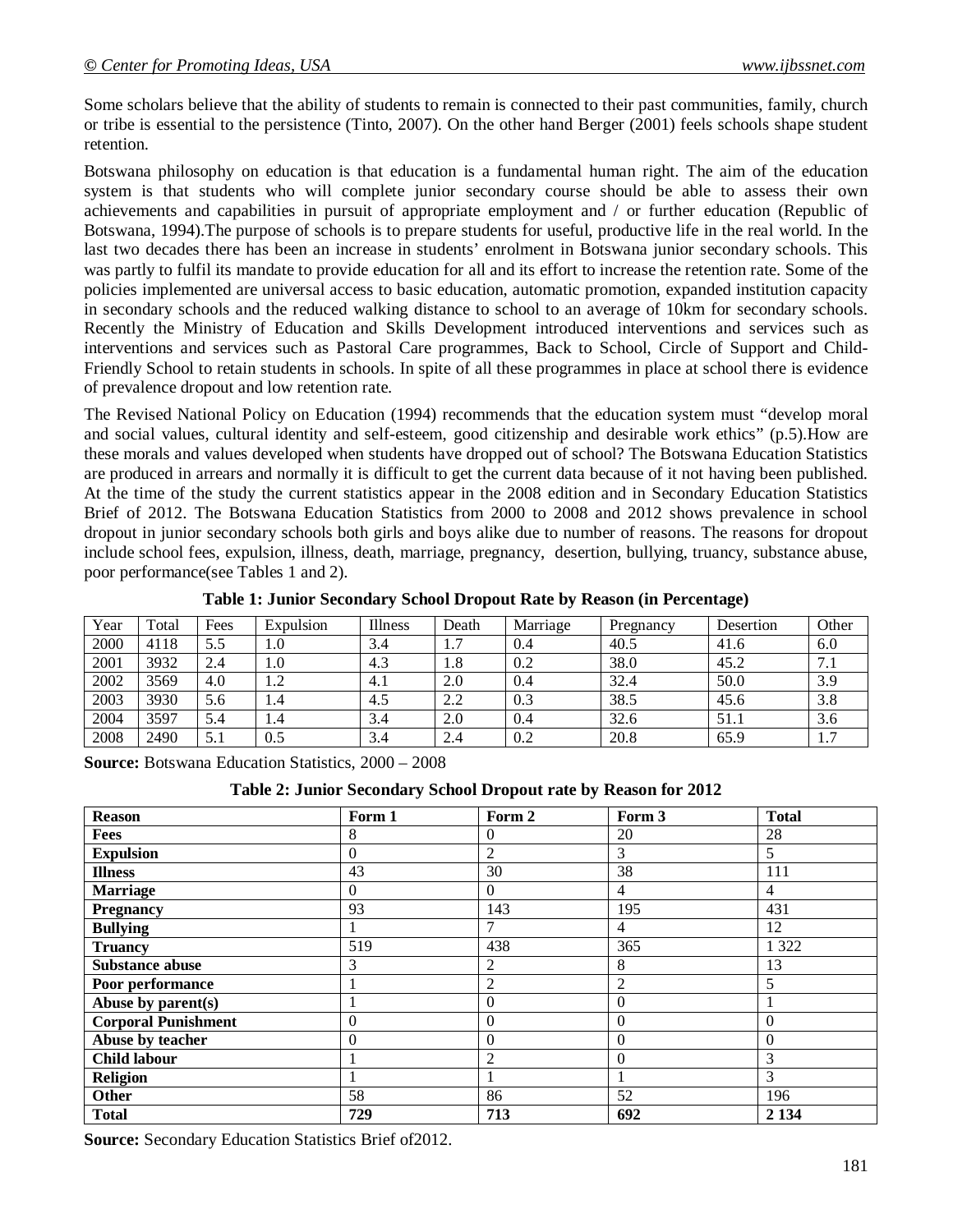Some scholars believe that the ability of students to remain is connected to their past communities, family, church or tribe is essential to the persistence (Tinto, 2007). On the other hand Berger (2001) feels schools shape student retention.

Botswana philosophy on education is that education is a fundamental human right. The aim of the education system is that students who will complete junior secondary course should be able to assess their own achievements and capabilities in pursuit of appropriate employment and / or further education (Republic of Botswana, 1994).The purpose of schools is to prepare students for useful, productive life in the real world. In the last two decades there has been an increase in students' enrolment in Botswana junior secondary schools. This was partly to fulfil its mandate to provide education for all and its effort to increase the retention rate. Some of the policies implemented are universal access to basic education, automatic promotion, expanded institution capacity in secondary schools and the reduced walking distance to school to an average of 10km for secondary schools. Recently the Ministry of Education and Skills Development introduced interventions and services such as interventions and services such as Pastoral Care programmes, Back to School, Circle of Support and Child-Friendly School to retain students in schools. In spite of all these programmes in place at school there is evidence of prevalence dropout and low retention rate.

The Revised National Policy on Education (1994) recommends that the education system must "develop moral and social values, cultural identity and self-esteem, good citizenship and desirable work ethics" (p.5).How are these morals and values developed when students have dropped out of school? The Botswana Education Statistics are produced in arrears and normally it is difficult to get the current data because of it not having been published. At the time of the study the current statistics appear in the 2008 edition and in Secondary Education Statistics Brief of 2012. The Botswana Education Statistics from 2000 to 2008 and 2012 shows prevalence in school dropout in junior secondary schools both girls and boys alike due to number of reasons. The reasons for dropout include school fees, expulsion, illness, death, marriage, pregnancy, desertion, bullying, truancy, substance abuse, poor performance(see Tables 1 and 2).

**Table 1: Junior Secondary School Dropout Rate by Reason (in Percentage)**

| Year | Total | Fees | Expulsion | Illness | Death | Marriage | Pregnancy | Desertion | Other |
|---|---|---|---|---|---|---|---|---|---|
| 2000 | 4118 | 5.5 | 1.0 | 3.4 | 1.7 | 0.4 | 40.5 | 41.6 | 6.0 |
| 2001 | 3932 | 2.4 | 1.0 | 4.3 | 1.8 | 0.2 | 38.0 | 45.2 | 7.1 |
| 2002 | 3569 | 4.0 | 1.2 | 4.1 | 2.0 | 0.4 | 32.4 | 50.0 | 3.9 |
| 2003 | 3930 | 5.6 | 1.4 | 4.5 | 2.2 | 0.3 | 38.5 | 45.6 | 3.8 |
| 2004 | 3597 | 5.4 | 1.4 | 3.4 | 2.0 | 0.4 | 32.6 | 51.1 | 3.6 |
| 2008 | 2490 | 5.1 | 0.5 | 3.4 | 2.4 | 0.2 | 20.8 | 65.9 | 1.7 |

**Source:** Botswana Education Statistics, 2000 – 2008

**Table 2: Junior Secondary School Dropout rate by Reason for 2012**

| Reason | Form 1 | Form 2 | Form 3 | Total |
|---|---|---|---|---|
| **Fees** | 8 | 0 | 20 | 28 |
| **Expulsion** | 0 | 2 | 3 | 5 |
| **Illness** | 43 | 30 | 38 | 111 |
| **Marriage** | 0 | 0 | 4 | 4 |
| **Pregnancy** | 93 | 143 | 195 | 431 |
| **Bullying** | 1 | 7 | 4 | 12 |
| **Truancy** | 519 | 438 | 365 | 1 322 |
| **Substance abuse** | 3 | 2 | 8 | 13 |
| **Poor performance** | 1 | 2 | 2 | 5 |
| **Abuse by parent(s)** | 1 | 0 | 0 | 1 |
| **Corporal Punishment** | 0 | 0 | 0 | 0 |
| **Abuse by teacher** | 0 | 0 | 0 | 0 |
| **Child labour** | 1 | 2 | 0 | 3 |
| **Religion** | 1 | 1 | 1 | 3 |
| **Other** | 58 | 86 | 52 | 196 |
| **Total** | **729** | **713** | **692** | **2 134** |

**Source:** Secondary Education Statistics Brief of2012.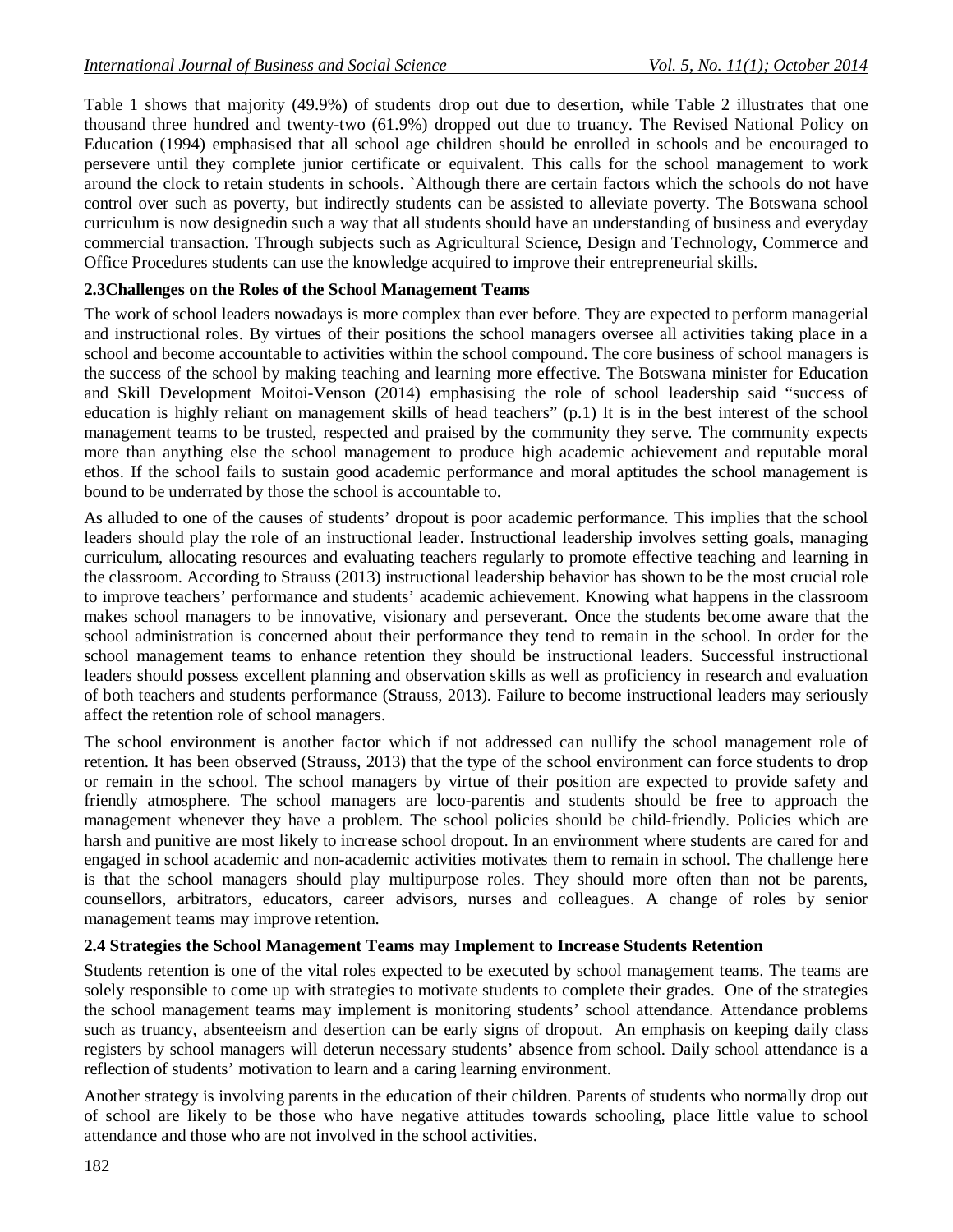Table 1 shows that majority (49.9%) of students drop out due to desertion, while Table 2 illustrates that one thousand three hundred and twenty-two (61.9%) dropped out due to truancy. The Revised National Policy on Education (1994) emphasised that all school age children should be enrolled in schools and be encouraged to persevere until they complete junior certificate or equivalent. This calls for the school management to work around the clock to retain students in schools. `Although there are certain factors which the schools do not have control over such as poverty, but indirectly students can be assisted to alleviate poverty. The Botswana school curriculum is now designedin such a way that all students should have an understanding of business and everyday commercial transaction. Through subjects such as Agricultural Science, Design and Technology, Commerce and Office Procedures students can use the knowledge acquired to improve their entrepreneurial skills.

### 2.3Challenges on the Roles of the School Management Teams

The work of school leaders nowadays is more complex than ever before. They are expected to perform managerial and instructional roles. By virtues of their positions the school managers oversee all activities taking place in a school and become accountable to activities within the school compound. The core business of school managers is the success of the school by making teaching and learning more effective. The Botswana minister for Education and Skill Development Moitoi-Venson (2014) emphasising the role of school leadership said "success of education is highly reliant on management skills of head teachers" (p.1) It is in the best interest of the school management teams to be trusted, respected and praised by the community they serve. The community expects more than anything else the school management to produce high academic achievement and reputable moral ethos. If the school fails to sustain good academic performance and moral aptitudes the school management is bound to be underrated by those the school is accountable to.

As alluded to one of the causes of students' dropout is poor academic performance. This implies that the school leaders should play the role of an instructional leader. Instructional leadership involves setting goals, managing curriculum, allocating resources and evaluating teachers regularly to promote effective teaching and learning in the classroom. According to Strauss (2013) instructional leadership behavior has shown to be the most crucial role to improve teachers' performance and students' academic achievement. Knowing what happens in the classroom makes school managers to be innovative, visionary and perseverant. Once the students become aware that the school administration is concerned about their performance they tend to remain in the school. In order for the school management teams to enhance retention they should be instructional leaders. Successful instructional leaders should possess excellent planning and observation skills as well as proficiency in research and evaluation of both teachers and students performance (Strauss, 2013). Failure to become instructional leaders may seriously affect the retention role of school managers.

The school environment is another factor which if not addressed can nullify the school management role of retention. It has been observed (Strauss, 2013) that the type of the school environment can force students to drop or remain in the school. The school managers by virtue of their position are expected to provide safety and friendly atmosphere. The school managers are loco-parentis and students should be free to approach the management whenever they have a problem. The school policies should be child-friendly. Policies which are harsh and punitive are most likely to increase school dropout. In an environment where students are cared for and engaged in school academic and non-academic activities motivates them to remain in school. The challenge here is that the school managers should play multipurpose roles. They should more often than not be parents, counsellors, arbitrators, educators, career advisors, nurses and colleagues. A change of roles by senior management teams may improve retention.

### 2.4 Strategies the School Management Teams may Implement to Increase Students Retention

Students retention is one of the vital roles expected to be executed by school management teams. The teams are solely responsible to come up with strategies to motivate students to complete their grades. One of the strategies the school management teams may implement is monitoring students' school attendance. Attendance problems such as truancy, absenteeism and desertion can be early signs of dropout. An emphasis on keeping daily class registers by school managers will deterun necessary students' absence from school. Daily school attendance is a reflection of students' motivation to learn and a caring learning environment.

Another strategy is involving parents in the education of their children. Parents of students who normally drop out of school are likely to be those who have negative attitudes towards schooling, place little value to school attendance and those who are not involved in the school activities.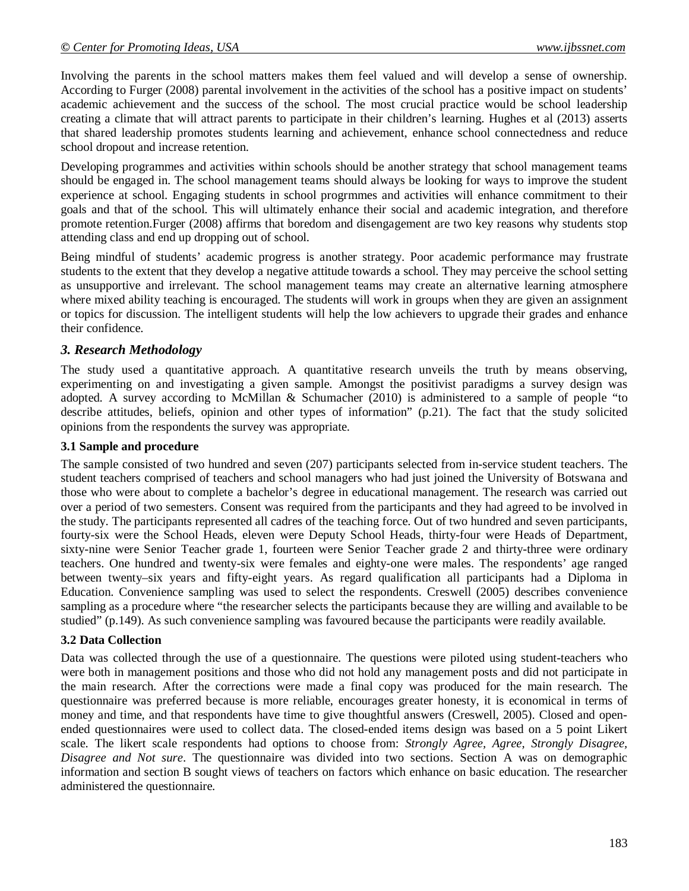Involving the parents in the school matters makes them feel valued and will develop a sense of ownership. According to Furger (2008) parental involvement in the activities of the school has a positive impact on students' academic achievement and the success of the school. The most crucial practice would be school leadership creating a climate that will attract parents to participate in their children's learning. Hughes et al (2013) asserts that shared leadership promotes students learning and achievement, enhance school connectedness and reduce school dropout and increase retention.

Developing programmes and activities within schools should be another strategy that school management teams should be engaged in. The school management teams should always be looking for ways to improve the student experience at school. Engaging students in school progrmmes and activities will enhance commitment to their goals and that of the school. This will ultimately enhance their social and academic integration, and therefore promote retention.Furger (2008) affirms that boredom and disengagement are two key reasons why students stop attending class and end up dropping out of school.

Being mindful of students' academic progress is another strategy. Poor academic performance may frustrate students to the extent that they develop a negative attitude towards a school. They may perceive the school setting as unsupportive and irrelevant. The school management teams may create an alternative learning atmosphere where mixed ability teaching is encouraged. The students will work in groups when they are given an assignment or topics for discussion. The intelligent students will help the low achievers to upgrade their grades and enhance their confidence.

## *3. Research Methodology*

The study used a quantitative approach. A quantitative research unveils the truth by means observing, experimenting on and investigating a given sample. Amongst the positivist paradigms a survey design was adopted. A survey according to McMillan & Schumacher (2010) is administered to a sample of people "to describe attitudes, beliefs, opinion and other types of information" (p.21). The fact that the study solicited opinions from the respondents the survey was appropriate.

### 3.1 Sample and procedure

The sample consisted of two hundred and seven (207) participants selected from in-service student teachers. The student teachers comprised of teachers and school managers who had just joined the University of Botswana and those who were about to complete a bachelor's degree in educational management. The research was carried out over a period of two semesters. Consent was required from the participants and they had agreed to be involved in the study. The participants represented all cadres of the teaching force. Out of two hundred and seven participants, fourty-six were the School Heads, eleven were Deputy School Heads, thirty-four were Heads of Department, sixty-nine were Senior Teacher grade 1, fourteen were Senior Teacher grade 2 and thirty-three were ordinary teachers. One hundred and twenty-six were females and eighty-one were males. The respondents' age ranged between twenty–six years and fifty-eight years. As regard qualification all participants had a Diploma in Education. Convenience sampling was used to select the respondents. Creswell (2005) describes convenience sampling as a procedure where "the researcher selects the participants because they are willing and available to be studied" (p.149). As such convenience sampling was favoured because the participants were readily available.

### 3.2 Data Collection

Data was collected through the use of a questionnaire. The questions were piloted using student-teachers who were both in management positions and those who did not hold any management posts and did not participate in the main research. After the corrections were made a final copy was produced for the main research. The questionnaire was preferred because is more reliable, encourages greater honesty, it is economical in terms of money and time, and that respondents have time to give thoughtful answers (Creswell, 2005). Closed and open-ended questionnaires were used to collect data. The closed-ended items design was based on a 5 point Likert scale. The likert scale respondents had options to choose from: *Strongly Agree, Agree, Strongly Disagree, Disagree and Not sure*. The questionnaire was divided into two sections. Section A was on demographic information and section B sought views of teachers on factors which enhance on basic education. The researcher administered the questionnaire.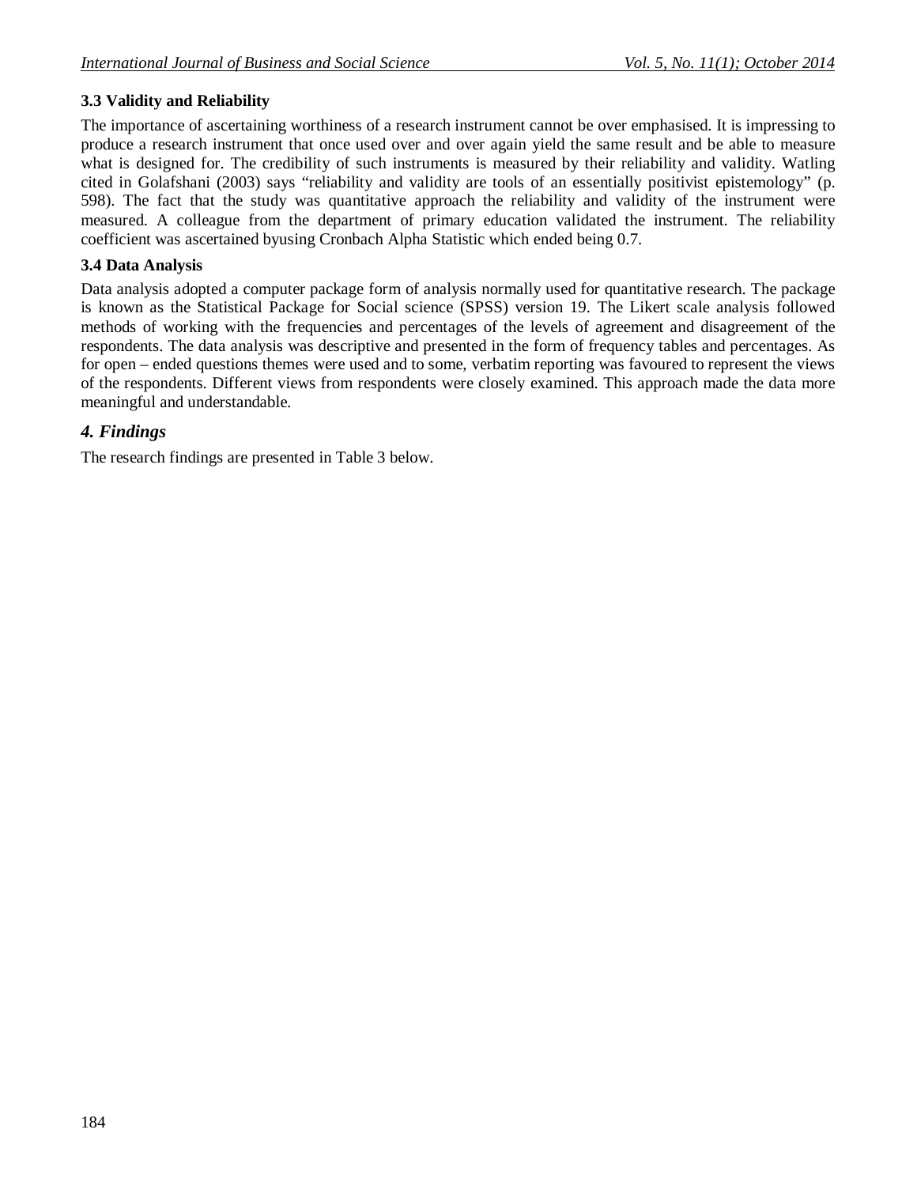### 3.3 Validity and Reliability

The importance of ascertaining worthiness of a research instrument cannot be over emphasised. It is impressing to produce a research instrument that once used over and over again yield the same result and be able to measure what is designed for. The credibility of such instruments is measured by their reliability and validity. Watling cited in Golafshani (2003) says "reliability and validity are tools of an essentially positivist epistemology" (p. 598). The fact that the study was quantitative approach the reliability and validity of the instrument were measured. A colleague from the department of primary education validated the instrument. The reliability coefficient was ascertained byusing Cronbach Alpha Statistic which ended being 0.7.

### 3.4 Data Analysis

Data analysis adopted a computer package form of analysis normally used for quantitative research. The package is known as the Statistical Package for Social science (SPSS) version 19. The Likert scale analysis followed methods of working with the frequencies and percentages of the levels of agreement and disagreement of the respondents. The data analysis was descriptive and presented in the form of frequency tables and percentages. As for open – ended questions themes were used and to some, verbatim reporting was favoured to represent the views of the respondents. Different views from respondents were closely examined. This approach made the data more meaningful and understandable.

## *4. Findings*

The research findings are presented in Table 3 below.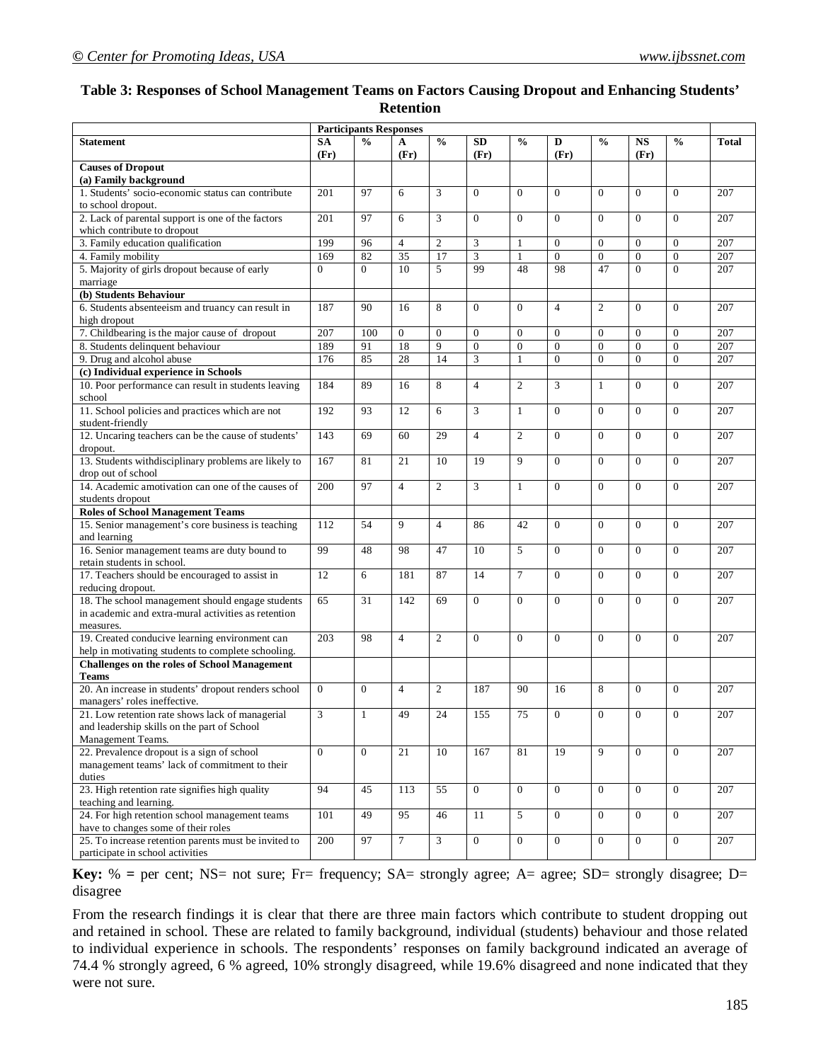**Table 3: Responses of School Management Teams on Factors Causing Dropout and Enhancing Students' Retention**

| Statement | Participants Responses | | | | | | | | | | Total |
|---|---|---|---|---|---|---|---|---|---|---|---|
| | SA (Fr) | % | A (Fr) | % | SD (Fr) | % | D (Fr) | % | NS (Fr) | % | |
| **Causes of Dropout** **(a) Family background** | | | | | | | | | | | |
| 1. Students' socio-economic status can contribute to school dropout. | 201 | 97 | 6 | 3 | 0 | 0 | 0 | 0 | 0 | 0 | 207 |
| 2. Lack of parental support is one of the factors which contribute to dropout | 201 | 97 | 6 | 3 | 0 | 0 | 0 | 0 | 0 | 0 | 207 |
| 3. Family education qualification | 199 | 96 | 4 | 2 | 3 | 1 | 0 | 0 | 0 | 0 | 207 |
| 4. Family mobility | 169 | 82 | 35 | 17 | 3 | 1 | 0 | 0 | 0 | 0 | 207 |
| 5. Majority of girls dropout because of early marriage | 0 | 0 | 10 | 5 | 99 | 48 | 98 | 47 | 0 | 0 | 207 |
| **(b) Students Behaviour** | | | | | | | | | | | |
| 6. Students absenteeism and truancy can result in high dropout | 187 | 90 | 16 | 8 | 0 | 0 | 4 | 2 | 0 | 0 | 207 |
| 7. Childbearing is the major cause of dropout | 207 | 100 | 0 | 0 | 0 | 0 | 0 | 0 | 0 | 0 | 207 |
| 8. Students delinquent behaviour | 189 | 91 | 18 | 9 | 0 | 0 | 0 | 0 | 0 | 0 | 207 |
| 9. Drug and alcohol abuse | 176 | 85 | 28 | 14 | 3 | 1 | 0 | 0 | 0 | 0 | 207 |
| **(c) Individual experience in Schools** | | | | | | | | | | | |
| 10. Poor performance can result in students leaving school | 184 | 89 | 16 | 8 | 4 | 2 | 3 | 1 | 0 | 0 | 207 |
| 11. School policies and practices which are not student-friendly | 192 | 93 | 12 | 6 | 3 | 1 | 0 | 0 | 0 | 0 | 207 |
| 12. Uncaring teachers can be the cause of students' dropout. | 143 | 69 | 60 | 29 | 4 | 2 | 0 | 0 | 0 | 0 | 207 |
| 13. Students withdisciplinary problems are likely to drop out of school | 167 | 81 | 21 | 10 | 19 | 9 | 0 | 0 | 0 | 0 | 207 |
| 14. Academic amotivation can one of the causes of students dropout | 200 | 97 | 4 | 2 | 3 | 1 | 0 | 0 | 0 | 0 | 207 |
| **Roles of School Management Teams** | | | | | | | | | | | |
| 15. Senior management's core business is teaching and learning | 112 | 54 | 9 | 4 | 86 | 42 | 0 | 0 | 0 | 0 | 207 |
| 16. Senior management teams are duty bound to retain students in school. | 99 | 48 | 98 | 47 | 10 | 5 | 0 | 0 | 0 | 0 | 207 |
| 17. Teachers should be encouraged to assist in reducing dropout. | 12 | 6 | 181 | 87 | 14 | 7 | 0 | 0 | 0 | 0 | 207 |
| 18. The school management should engage students in academic and extra-mural activities as retention measures. | 65 | 31 | 142 | 69 | 0 | 0 | 0 | 0 | 0 | 0 | 207 |
| 19. Created conducive learning environment can help in motivating students to complete schooling. | 203 | 98 | 4 | 2 | 0 | 0 | 0 | 0 | 0 | 0 | 207 |
| **Challenges on the roles of School Management Teams** | | | | | | | | | | | |
| 20. An increase in students' dropout renders school managers' roles ineffective. | 0 | 0 | 4 | 2 | 187 | 90 | 16 | 8 | 0 | 0 | 207 |
| 21. Low retention rate shows lack of managerial and leadership skills on the part of School Management Teams. | 3 | 1 | 49 | 24 | 155 | 75 | 0 | 0 | 0 | 0 | 207 |
| 22. Prevalence dropout is a sign of school management teams' lack of commitment to their duties | 0 | 0 | 21 | 10 | 167 | 81 | 19 | 9 | 0 | 0 | 207 |
| 23. High retention rate signifies high quality teaching and learning. | 94 | 45 | 113 | 55 | 0 | 0 | 0 | 0 | 0 | 0 | 207 |
| 24. For high retention school management teams have to changes some of their roles | 101 | 49 | 95 | 46 | 11 | 5 | 0 | 0 | 0 | 0 | 207 |
| 25. To increase retention parents must be invited to participate in school activities | 200 | 97 | 7 | 3 | 0 | 0 | 0 | 0 | 0 | 0 | 207 |

**Key:** % = per cent; NS= not sure; Fr= frequency; SA= strongly agree; A= agree; SD= strongly disagree; D= disagree

From the research findings it is clear that there are three main factors which contribute to student dropping out and retained in school. These are related to family background, individual (students) behaviour and those related to individual experience in schools. The respondents' responses on family background indicated an average of 74.4 % strongly agreed, 6 % agreed, 10% strongly disagreed, while 19.6% disagreed and none indicated that they were not sure.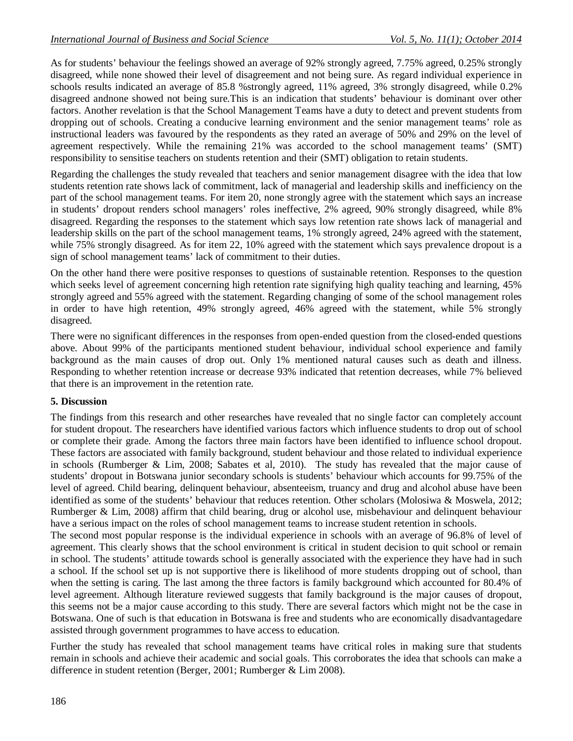As for students' behaviour the feelings showed an average of 92% strongly agreed, 7.75% agreed, 0.25% strongly disagreed, while none showed their level of disagreement and not being sure. As regard individual experience in schools results indicated an average of 85.8 %strongly agreed, 11% agreed, 3% strongly disagreed, while 0.2% disagreed andnone showed not being sure.This is an indication that students' behaviour is dominant over other factors. Another revelation is that the School Management Teams have a duty to detect and prevent students from dropping out of schools. Creating a conducive learning environment and the senior management teams' role as instructional leaders was favoured by the respondents as they rated an average of 50% and 29% on the level of agreement respectively. While the remaining 21% was accorded to the school management teams' (SMT) responsibility to sensitise teachers on students retention and their (SMT) obligation to retain students.

Regarding the challenges the study revealed that teachers and senior management disagree with the idea that low students retention rate shows lack of commitment, lack of managerial and leadership skills and inefficiency on the part of the school management teams. For item 20, none strongly agree with the statement which says an increase in students' dropout renders school managers' roles ineffective, 2% agreed, 90% strongly disagreed, while 8% disagreed. Regarding the responses to the statement which says low retention rate shows lack of managerial and leadership skills on the part of the school management teams, 1% strongly agreed, 24% agreed with the statement, while 75% strongly disagreed. As for item 22, 10% agreed with the statement which says prevalence dropout is a sign of school management teams' lack of commitment to their duties.

On the other hand there were positive responses to questions of sustainable retention. Responses to the question which seeks level of agreement concerning high retention rate signifying high quality teaching and learning, 45% strongly agreed and 55% agreed with the statement. Regarding changing of some of the school management roles in order to have high retention, 49% strongly agreed, 46% agreed with the statement, while 5% strongly disagreed.

There were no significant differences in the responses from open-ended question from the closed-ended questions above. About 99% of the participants mentioned student behaviour, individual school experience and family background as the main causes of drop out. Only 1% mentioned natural causes such as death and illness. Responding to whether retention increase or decrease 93% indicated that retention decreases, while 7% believed that there is an improvement in the retention rate.

## 5. Discussion

The findings from this research and other researches have revealed that no single factor can completely account for student dropout. The researchers have identified various factors which influence students to drop out of school or complete their grade. Among the factors three main factors have been identified to influence school dropout. These factors are associated with family background, student behaviour and those related to individual experience in schools (Rumberger & Lim, 2008; Sabates et al, 2010). The study has revealed that the major cause of students' dropout in Botswana junior secondary schools is students' behaviour which accounts for 99.75% of the level of agreed. Child bearing, delinquent behaviour, absenteeism, truancy and drug and alcohol abuse have been identified as some of the students' behaviour that reduces retention. Other scholars (Molosiwa & Moswela, 2012; Rumberger & Lim, 2008) affirm that child bearing, drug or alcohol use, misbehaviour and delinquent behaviour have a serious impact on the roles of school management teams to increase student retention in schools.

The second most popular response is the individual experience in schools with an average of 96.8% of level of agreement. This clearly shows that the school environment is critical in student decision to quit school or remain in school. The students' attitude towards school is generally associated with the experience they have had in such a school. If the school set up is not supportive there is likelihood of more students dropping out of school, than when the setting is caring. The last among the three factors is family background which accounted for 80.4% of level agreement. Although literature reviewed suggests that family background is the major causes of dropout, this seems not be a major cause according to this study. There are several factors which might not be the case in Botswana. One of such is that education in Botswana is free and students who are economically disadvantagedare assisted through government programmes to have access to education.

Further the study has revealed that school management teams have critical roles in making sure that students remain in schools and achieve their academic and social goals. This corroborates the idea that schools can make a difference in student retention (Berger, 2001; Rumberger & Lim 2008).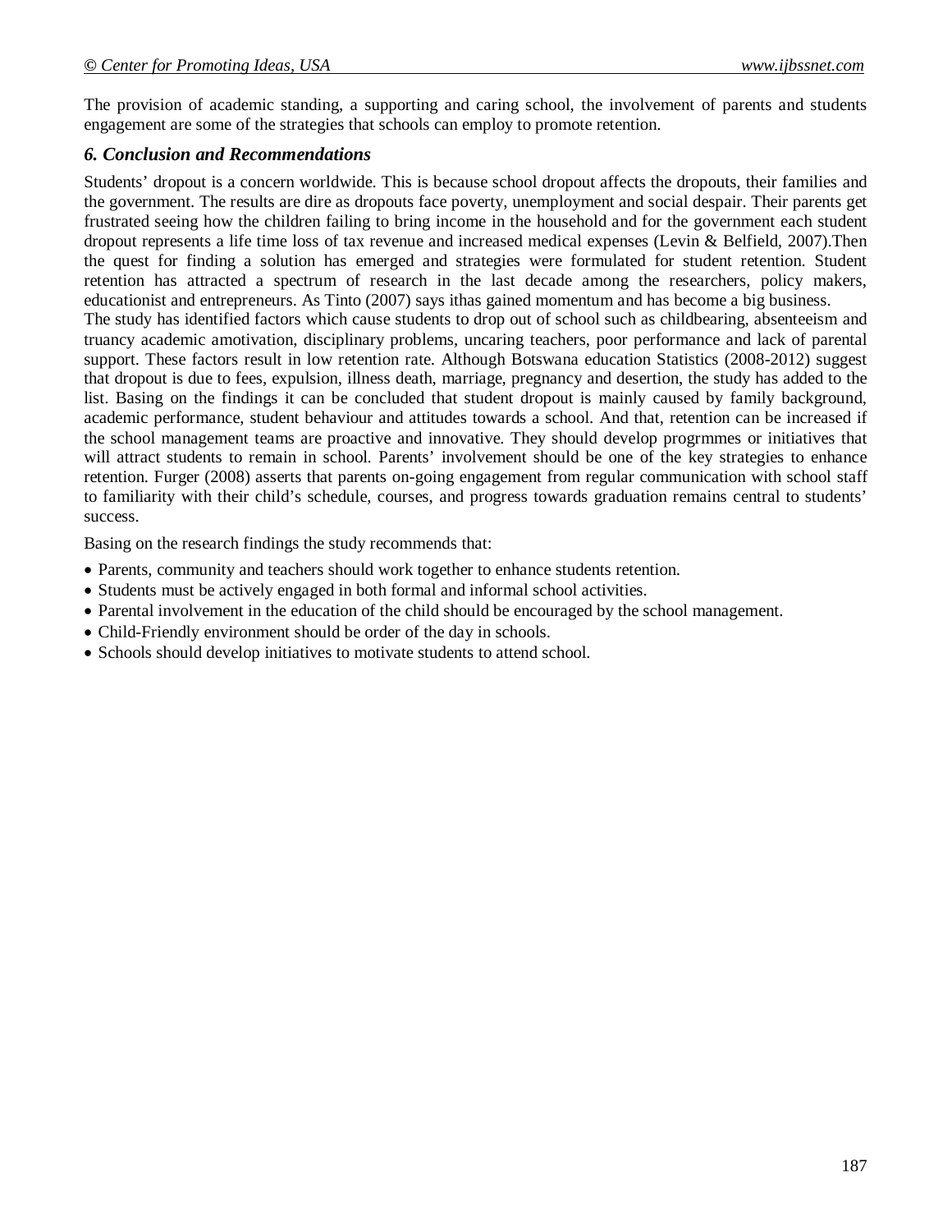The provision of academic standing, a supporting and caring school, the involvement of parents and students engagement are some of the strategies that schools can employ to promote retention.

### *6. Conclusion and Recommendations*

Students' dropout is a concern worldwide. This is because school dropout affects the dropouts, their families and the government. The results are dire as dropouts face poverty, unemployment and social despair. Their parents get frustrated seeing how the children failing to bring income in the household and for the government each student dropout represents a life time loss of tax revenue and increased medical expenses (Levin & Belfield, 2007).Then the quest for finding a solution has emerged and strategies were formulated for student retention. Student retention has attracted a spectrum of research in the last decade among the researchers, policy makers, educationist and entrepreneurs. As Tinto (2007) says ithas gained momentum and has become a big business.

The study has identified factors which cause students to drop out of school such as childbearing, absenteeism and truancy academic amotivation, disciplinary problems, uncaring teachers, poor performance and lack of parental support. These factors result in low retention rate. Although Botswana education Statistics (2008-2012) suggest that dropout is due to fees, expulsion, illness death, marriage, pregnancy and desertion, the study has added to the list. Basing on the findings it can be concluded that student dropout is mainly caused by family background, academic performance, student behaviour and attitudes towards a school. And that, retention can be increased if the school management teams are proactive and innovative. They should develop progrmmes or initiatives that will attract students to remain in school. Parents' involvement should be one of the key strategies to enhance retention. Furger (2008) asserts that parents on-going engagement from regular communication with school staff to familiarity with their child's schedule, courses, and progress towards graduation remains central to students' success.

Basing on the research findings the study recommends that:

- Parents, community and teachers should work together to enhance students retention.
- Students must be actively engaged in both formal and informal school activities.
- Parental involvement in the education of the child should be encouraged by the school management.
- Child-Friendly environment should be order of the day in schools.
- Schools should develop initiatives to motivate students to attend school.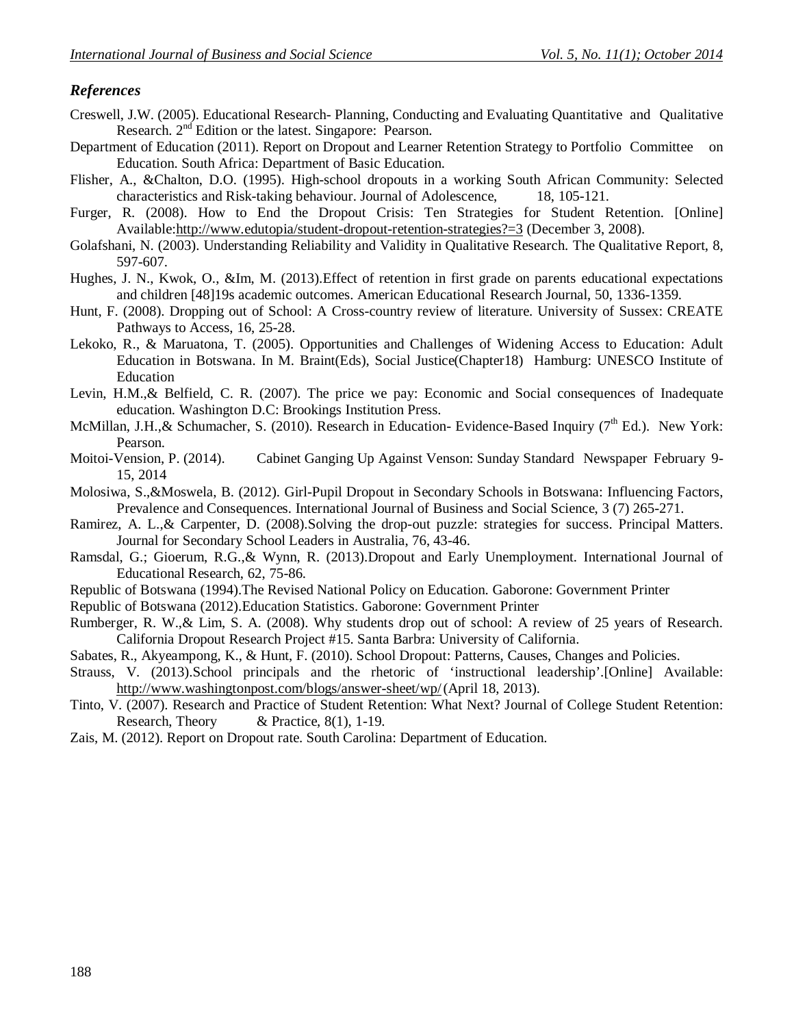### *References*

Creswell, J.W. (2005). Educational Research- Planning, Conducting and Evaluating Quantitative and Qualitative Research. 2nd Edition or the latest. Singapore: Pearson.

Department of Education (2011). Report on Dropout and Learner Retention Strategy to Portfolio Committee on Education. South Africa: Department of Basic Education.

Flisher, A., &Chalton, D.O. (1995). High-school dropouts in a working South African Community: Selected characteristics and Risk-taking behaviour. Journal of Adolescence, 18, 105-121.

Furger, R. (2008). How to End the Dropout Crisis: Ten Strategies for Student Retention. [Online] Available:http://www.edutopia/student-dropout-retention-strategies?=3 (December 3, 2008).

Golafshani, N. (2003). Understanding Reliability and Validity in Qualitative Research. The Qualitative Report, 8, 597-607.

Hughes, J. N., Kwok, O., &Im, M. (2013).Effect of retention in first grade on parents educational expectations and children [48]19s academic outcomes. American Educational Research Journal, 50, 1336-1359.

Hunt, F. (2008). Dropping out of School: A Cross-country review of literature. University of Sussex: CREATE Pathways to Access, 16, 25-28.

Lekoko, R., & Maruatona, T. (2005). Opportunities and Challenges of Widening Access to Education: Adult Education in Botswana. In M. Braint(Eds), Social Justice(Chapter18) Hamburg: UNESCO Institute of Education

Levin, H.M.,& Belfield, C. R. (2007). The price we pay: Economic and Social consequences of Inadequate education. Washington D.C: Brookings Institution Press.

McMillan, J.H.,& Schumacher, S. (2010). Research in Education- Evidence-Based Inquiry (7th Ed.). New York: Pearson.

Moitoi-Vension, P. (2014). Cabinet Ganging Up Against Venson: Sunday Standard Newspaper February 9-15, 2014

Molosiwa, S.,&Moswela, B. (2012). Girl-Pupil Dropout in Secondary Schools in Botswana: Influencing Factors, Prevalence and Consequences. International Journal of Business and Social Science, 3 (7) 265-271.

Ramirez, A. L.,& Carpenter, D. (2008).Solving the drop-out puzzle: strategies for success. Principal Matters. Journal for Secondary School Leaders in Australia, 76, 43-46.

Ramsdal, G.; Gioerum, R.G.,& Wynn, R. (2013).Dropout and Early Unemployment. International Journal of Educational Research, 62, 75-86.

Republic of Botswana (1994).The Revised National Policy on Education. Gaborone: Government Printer

Republic of Botswana (2012).Education Statistics. Gaborone: Government Printer

Rumberger, R. W.,& Lim, S. A. (2008). Why students drop out of school: A review of 25 years of Research. California Dropout Research Project #15. Santa Barbra: University of California.

Sabates, R., Akyeampong, K., & Hunt, F. (2010). School Dropout: Patterns, Causes, Changes and Policies.

Strauss, V. (2013).School principals and the rhetoric of 'instructional leadership'.[Online] Available: http://www.washingtonpost.com/blogs/answer-sheet/wp/ (April 18, 2013).

Tinto, V. (2007). Research and Practice of Student Retention: What Next? Journal of College Student Retention: Research, Theory & Practice, 8(1), 1-19.

Zais, M. (2012). Report on Dropout rate. South Carolina: Department of Education.